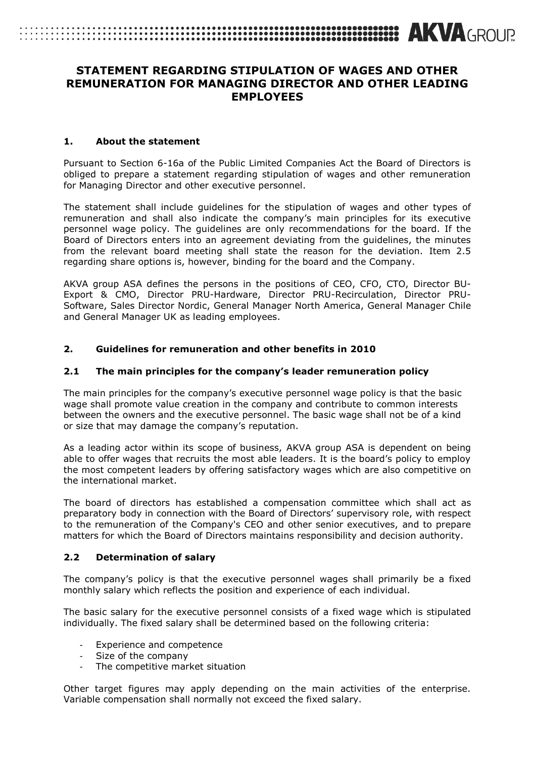# STATEMENT REGARDING STIPULATION OF WAGES AND OTHER REMUNERATION FOR MANAGING DIRECTOR AND OTHER LEADING EMPLOYEES

## 1. About the statement

Pursuant to Section 6-16a of the Public Limited Companies Act the Board of Directors is obliged to prepare a statement regarding stipulation of wages and other remuneration for Managing Director and other executive personnel.

The statement shall include guidelines for the stipulation of wages and other types of remuneration and shall also indicate the company's main principles for its executive personnel wage policy. The guidelines are only recommendations for the board. If the Board of Directors enters into an agreement deviating from the guidelines, the minutes from the relevant board meeting shall state the reason for the deviation. Item 2.5 regarding share options is, however, binding for the board and the Company.

AKVA group ASA defines the persons in the positions of CEO, CFO, CTO, Director BU-Export & CMO, Director PRU-Hardware, Director PRU-Recirculation, Director PRU-Software, Sales Director Nordic, General Manager North America, General Manager Chile and General Manager UK as leading employees.

## 2. Guidelines for remuneration and other benefits in 2010

### 2.1 The main principles for the company's leader remuneration policy

The main principles for the company's executive personnel wage policy is that the basic wage shall promote value creation in the company and contribute to common interests between the owners and the executive personnel. The basic wage shall not be of a kind or size that may damage the company's reputation.

As a leading actor within its scope of business, AKVA group ASA is dependent on being able to offer wages that recruits the most able leaders. It is the board's policy to employ the most competent leaders by offering satisfactory wages which are also competitive on the international market.

The board of directors has established a compensation committee which shall act as preparatory body in connection with the Board of Directors' supervisory role, with respect to the remuneration of the Company's CEO and other senior executives, and to prepare matters for which the Board of Directors maintains responsibility and decision authority.

### 2.2 Determination of salary

The company's policy is that the executive personnel wages shall primarily be a fixed monthly salary which reflects the position and experience of each individual.

The basic salary for the executive personnel consists of a fixed wage which is stipulated individually. The fixed salary shall be determined based on the following criteria:

- Experience and competence
- Size of the company
- The competitive market situation

Other target figures may apply depending on the main activities of the enterprise. Variable compensation shall normally not exceed the fixed salary.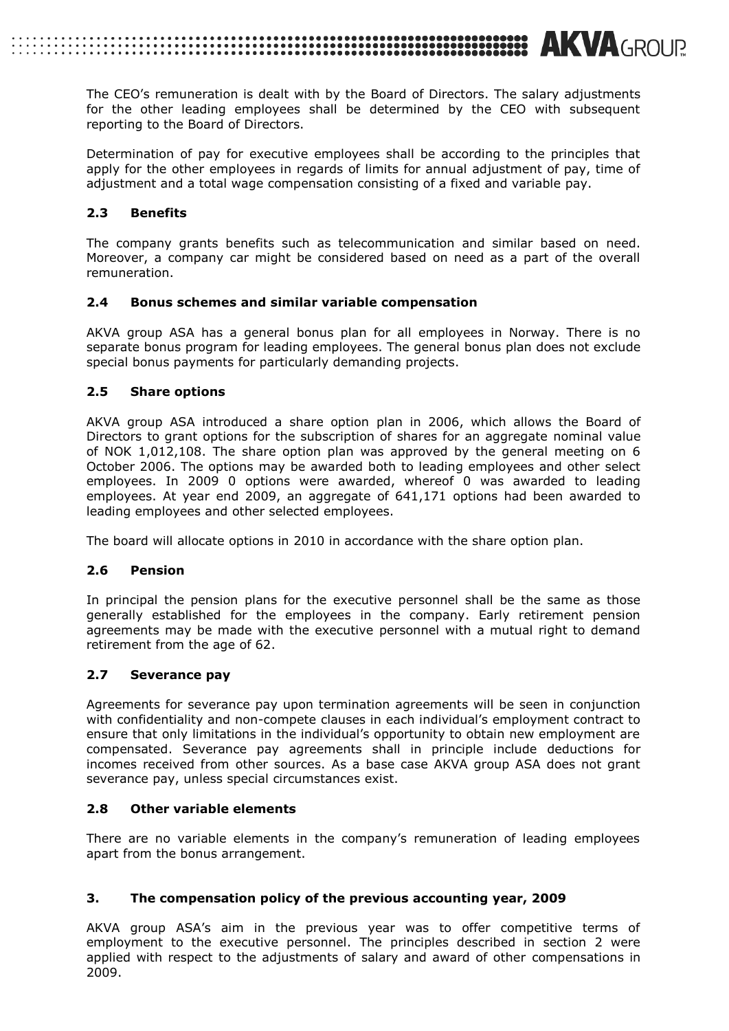The CEO's remuneration is dealt with by the Board of Directors. The salary adjustments for the other leading employees shall be determined by the CEO with subsequent reporting to the Board of Directors.

Determination of pay for executive employees shall be according to the principles that apply for the other employees in regards of limits for annual adjustment of pay, time of adjustment and a total wage compensation consisting of a fixed and variable pay.

### 2.3 Benefits

The company grants benefits such as telecommunication and similar based on need. Moreover, a company car might be considered based on need as a part of the overall remuneration.

### 2.4 Bonus schemes and similar variable compensation

AKVA group ASA has a general bonus plan for all employees in Norway. There is no separate bonus program for leading employees. The general bonus plan does not exclude special bonus payments for particularly demanding projects.

### 2.5 Share options

AKVA group ASA introduced a share option plan in 2006, which allows the Board of Directors to grant options for the subscription of shares for an aggregate nominal value of NOK 1,012,108. The share option plan was approved by the general meeting on 6 October 2006. The options may be awarded both to leading employees and other select employees. In 2009 0 options were awarded, whereof 0 was awarded to leading employees. At year end 2009, an aggregate of 641,171 options had been awarded to leading employees and other selected employees.

The board will allocate options in 2010 in accordance with the share option plan.

### 2.6 Pension

In principal the pension plans for the executive personnel shall be the same as those generally established for the employees in the company. Early retirement pension agreements may be made with the executive personnel with a mutual right to demand retirement from the age of 62.

### 2.7 Severance pay

Agreements for severance pay upon termination agreements will be seen in conjunction with confidentiality and non-compete clauses in each individual's employment contract to ensure that only limitations in the individual's opportunity to obtain new employment are compensated. Severance pay agreements shall in principle include deductions for incomes received from other sources. As a base case AKVA group ASA does not grant severance pay, unless special circumstances exist.

### 2.8 Other variable elements

There are no variable elements in the company's remuneration of leading employees apart from the bonus arrangement.

## 3. The compensation policy of the previous accounting year, 2009

AKVA group ASA's aim in the previous year was to offer competitive terms of employment to the executive personnel. The principles described in section 2 were applied with respect to the adjustments of salary and award of other compensations in 2009.